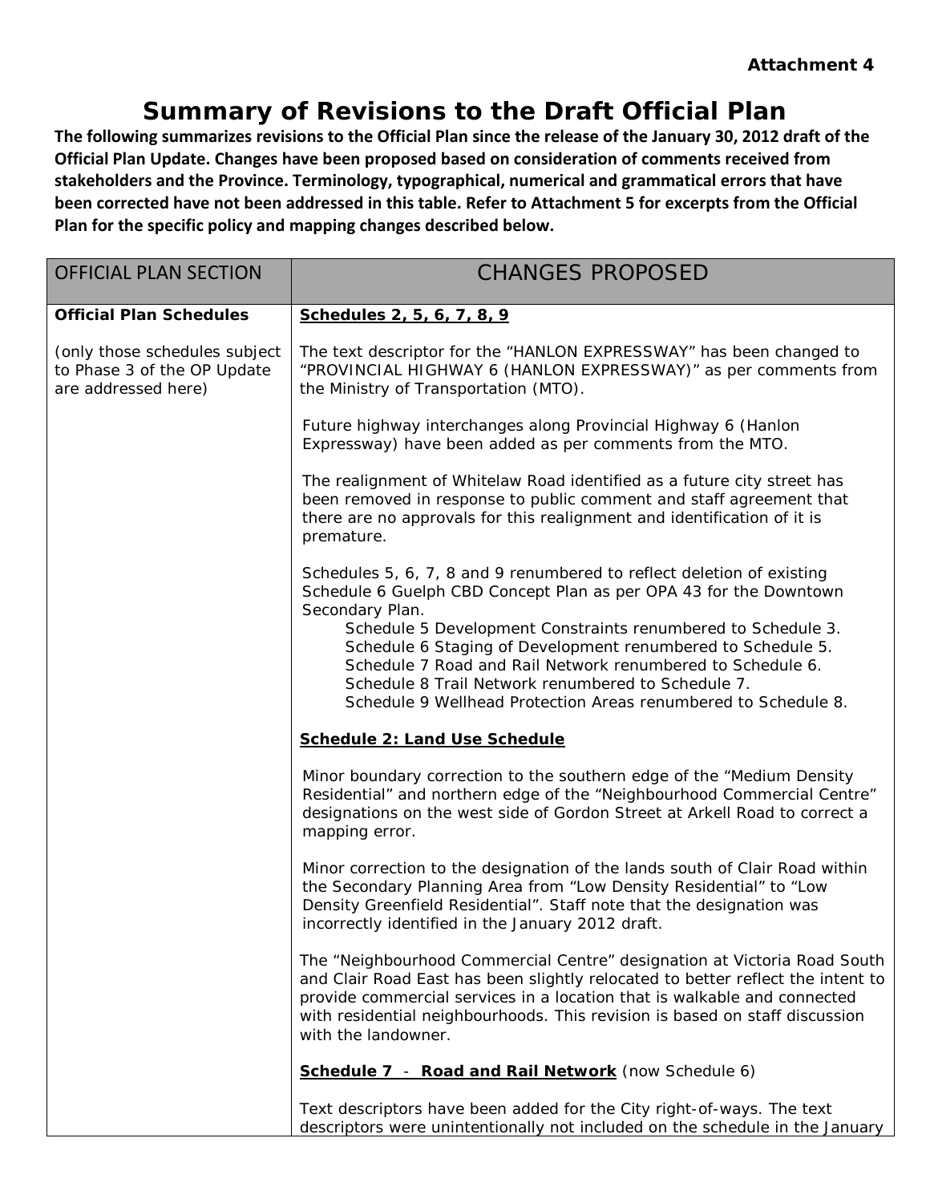**Attachment 4**

# Summary of Revisions to the Draft Official Plan

**The following summarizes revisions to the Official Plan since the release of the January 30, 2012 draft of the Official Plan Update. Changes have been proposed based on consideration of comments received from stakeholders and the Province. Terminology, typographical, numerical and grammatical errors that have been corrected have not been addressed in this table. Refer to Attachment 5 for excerpts from the Official Plan for the specific policy and mapping changes described below.**

| OFFICIAL PLAN SECTION | CHANGES PROPOSED |
|---|---|
| **Official Plan Schedules**<br><br>(only those schedules subject to Phase 3 of the OP Update are addressed here) | **Schedules 2, 5, 6, 7, 8, 9**<br><br>The text descriptor for the "HANLON EXPRESSWAY" has been changed to "PROVINCIAL HIGHWAY 6 (HANLON EXPRESSWAY)" as per comments from the Ministry of Transportation (MTO).<br><br>Future highway interchanges along Provincial Highway 6 (Hanlon Expressway) have been added as per comments from the MTO.<br><br>The realignment of Whitelaw Road identified as a future city street has been removed in response to public comment and staff agreement that there are no approvals for this realignment and identification of it is premature.<br><br>Schedules 5, 6, 7, 8 and 9 renumbered to reflect deletion of existing Schedule 6 Guelph CBD Concept Plan as per OPA 43 for the Downtown Secondary Plan.<br>Schedule 5 Development Constraints renumbered to Schedule 3.<br>Schedule 6 Staging of Development renumbered to Schedule 5.<br>Schedule 7 Road and Rail Network renumbered to Schedule 6.<br>Schedule 8 Trail Network renumbered to Schedule 7.<br>Schedule 9 Wellhead Protection Areas renumbered to Schedule 8.<br><br>**Schedule 2: Land Use Schedule**<br><br>Minor boundary correction to the southern edge of the "Medium Density Residential" and northern edge of the "Neighbourhood Commercial Centre" designations on the west side of Gordon Street at Arkell Road to correct a mapping error.<br><br>Minor correction to the designation of the lands south of Clair Road within the Secondary Planning Area from "Low Density Residential" to "Low Density Greenfield Residential". Staff note that the designation was incorrectly identified in the January 2012 draft.<br><br>The "Neighbourhood Commercial Centre" designation at Victoria Road South and Clair Road East has been slightly relocated to better reflect the intent to provide commercial services in a location that is walkable and connected with residential neighbourhoods. This revision is based on staff discussion with the landowner.<br><br>**Schedule 7 - Road and Rail Network** (now Schedule 6)<br><br>Text descriptors have been added for the City right-of-ways. The text descriptors were unintentionally not included on the schedule in the January |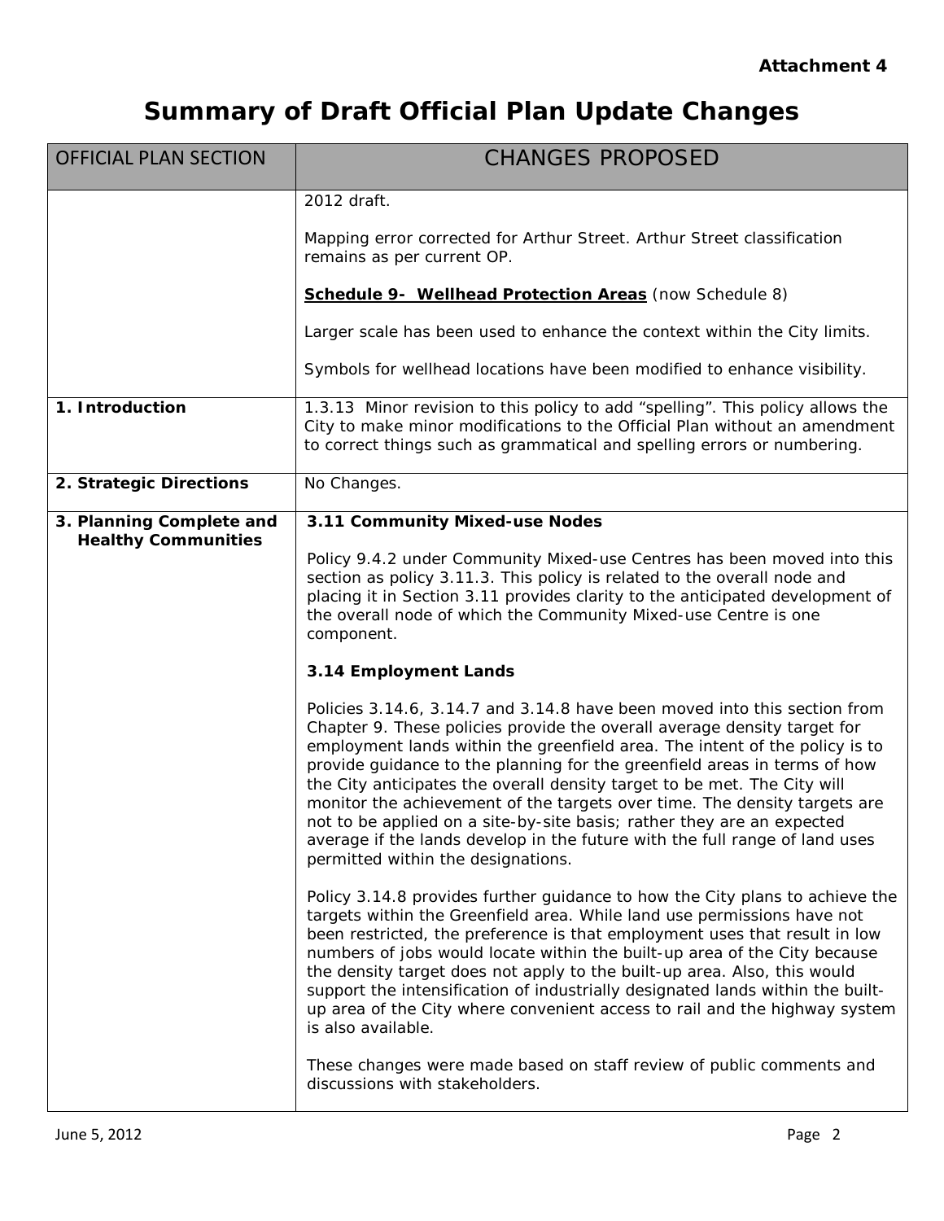**Attachment 4**

# Summary of Draft Official Plan Update Changes

| OFFICIAL PLAN SECTION | CHANGES PROPOSED |
|---|---|
| | 2012 draft.<br><br>Mapping error corrected for Arthur Street. Arthur Street classification remains as per current OP.<br><br>**Schedule 9- Wellhead Protection Areas** (now Schedule 8)<br><br>Larger scale has been used to enhance the context within the City limits.<br><br>Symbols for wellhead locations have been modified to enhance visibility. |
| **1. Introduction** | 1.3.13 Minor revision to this policy to add "spelling". This policy allows the City to make minor modifications to the Official Plan without an amendment to correct things such as grammatical and spelling errors or numbering. |
| **2. Strategic Directions** | No Changes. |
| **3. Planning Complete and Healthy Communities** | **3.11 Community Mixed-use Nodes**<br><br>Policy 9.4.2 under Community Mixed-use Centres has been moved into this section as policy 3.11.3. This policy is related to the overall node and placing it in Section 3.11 provides clarity to the anticipated development of the overall node of which the Community Mixed-use Centre is one component.<br><br>**3.14 Employment Lands**<br><br>Policies 3.14.6, 3.14.7 and 3.14.8 have been moved into this section from Chapter 9. These policies provide the overall average density target for employment lands within the greenfield area. The intent of the policy is to provide guidance to the planning for the greenfield areas in terms of how the City anticipates the overall density target to be met. The City will monitor the achievement of the targets over time. The density targets are not to be applied on a site-by-site basis; rather they are an expected average if the lands develop in the future with the full range of land uses permitted within the designations.<br><br>Policy 3.14.8 provides further guidance to how the City plans to achieve the targets within the Greenfield area. While land use permissions have not been restricted, the preference is that employment uses that result in low numbers of jobs would locate within the built-up area of the City because the density target does not apply to the built-up area. Also, this would support the intensification of industrially designated lands within the built-up area of the City where convenient access to rail and the highway system is also available.<br><br>These changes were made based on staff review of public comments and discussions with stakeholders. |

June 5, 2012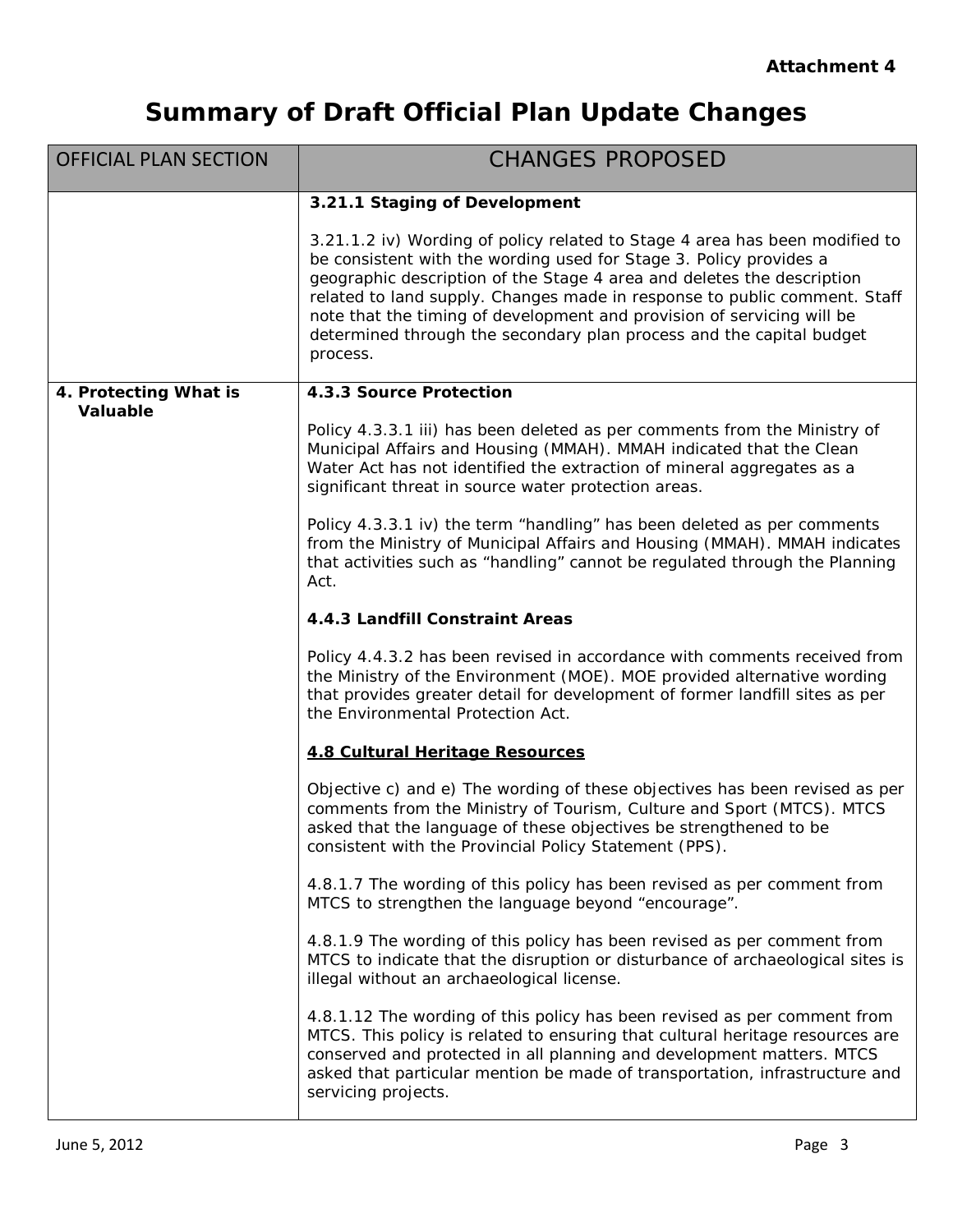**Attachment 4**

# Summary of Draft Official Plan Update Changes

| OFFICIAL PLAN SECTION | CHANGES PROPOSED |
|---|---|
| | **3.21.1 Staging of Development**<br><br>3.21.1.2 iv) Wording of policy related to Stage 4 area has been modified to be consistent with the wording used for Stage 3. Policy provides a geographic description of the Stage 4 area and deletes the description related to land supply. Changes made in response to public comment. Staff note that the timing of development and provision of servicing will be determined through the secondary plan process and the capital budget process. |
| **4. Protecting What is Valuable** | **4.3.3 Source Protection**<br><br>Policy 4.3.3.1 iii) has been deleted as per comments from the Ministry of Municipal Affairs and Housing (MMAH). MMAH indicated that the Clean Water Act has not identified the extraction of mineral aggregates as a significant threat in source water protection areas.<br><br>Policy 4.3.3.1 iv) the term "handling" has been deleted as per comments from the Ministry of Municipal Affairs and Housing (MMAH). MMAH indicates that activities such as "handling" cannot be regulated through the Planning Act.<br><br>**4.4.3 Landfill Constraint Areas**<br><br>Policy 4.4.3.2 has been revised in accordance with comments received from the Ministry of the Environment (MOE). MOE provided alternative wording that provides greater detail for development of former landfill sites as per the Environmental Protection Act.<br><br>**<u>4.8 Cultural Heritage Resources</u>**<br><br>Objective c) and e) The wording of these objectives has been revised as per comments from the Ministry of Tourism, Culture and Sport (MTCS). MTCS asked that the language of these objectives be strengthened to be consistent with the Provincial Policy Statement (PPS).<br><br>4.8.1.7 The wording of this policy has been revised as per comment from MTCS to strengthen the language beyond "encourage".<br><br>4.8.1.9 The wording of this policy has been revised as per comment from MTCS to indicate that the disruption or disturbance of archaeological sites is illegal without an archaeological license.<br><br>4.8.1.12 The wording of this policy has been revised as per comment from MTCS. This policy is related to ensuring that cultural heritage resources are conserved and protected in all planning and development matters. MTCS asked that particular mention be made of transportation, infrastructure and servicing projects. |

June 5, 2012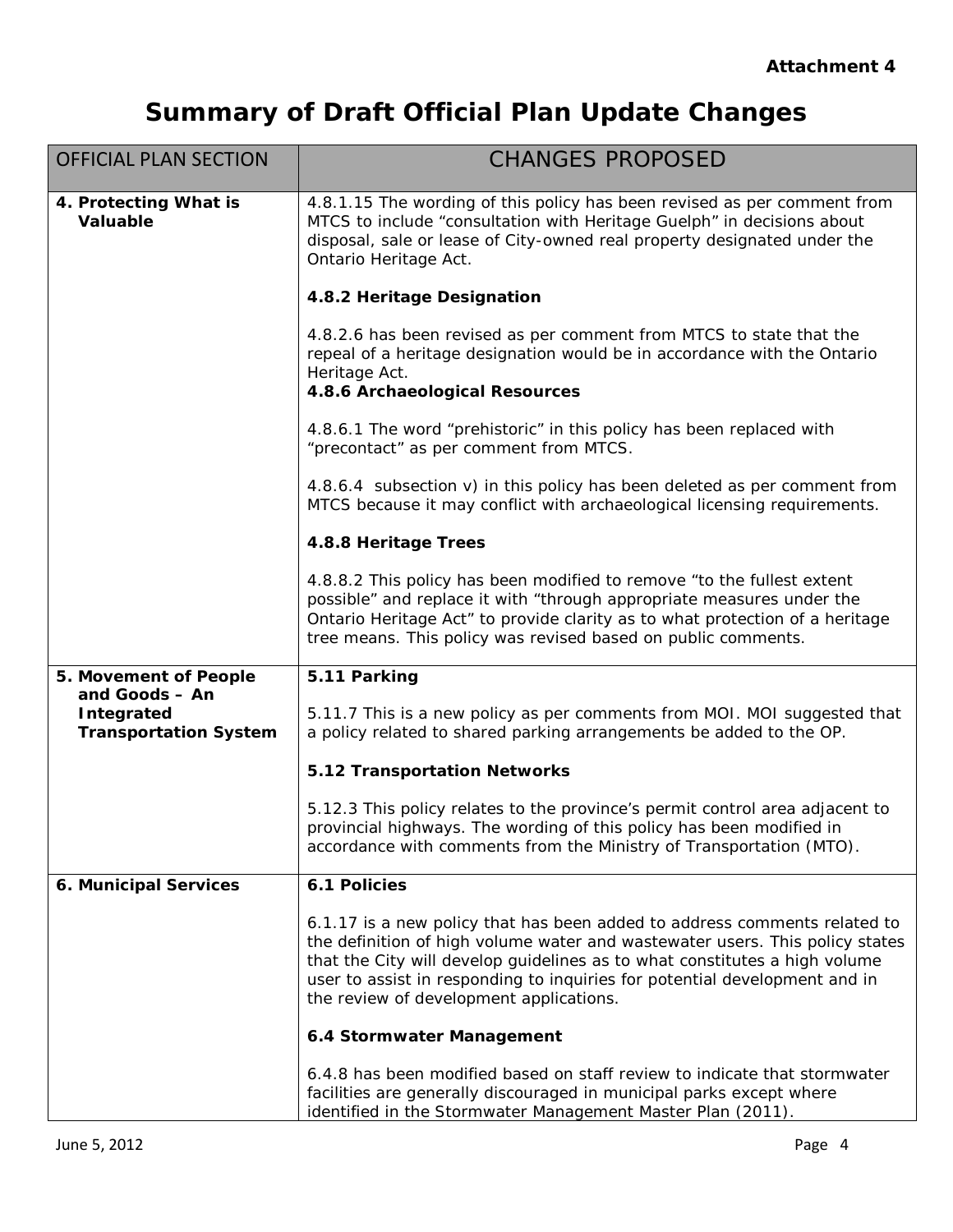**Attachment 4**

# Summary of Draft Official Plan Update Changes

| OFFICIAL PLAN SECTION | CHANGES PROPOSED |
|---|---|
| **4. Protecting What is Valuable** | 4.8.1.15 The wording of this policy has been revised as per comment from MTCS to include "consultation with Heritage Guelph" in decisions about disposal, sale or lease of City-owned real property designated under the Ontario Heritage Act.<br><br>**4.8.2 Heritage Designation**<br><br>4.8.2.6 has been revised as per comment from MTCS to state that the repeal of a heritage designation would be in accordance with the Ontario Heritage Act.<br>**4.8.6 Archaeological Resources**<br><br>4.8.6.1 The word "prehistoric" in this policy has been replaced with "precontact" as per comment from MTCS.<br><br>4.8.6.4 subsection v) in this policy has been deleted as per comment from MTCS because it may conflict with archaeological licensing requirements.<br><br>**4.8.8 Heritage Trees**<br><br>4.8.8.2 This policy has been modified to remove "to the fullest extent possible" and replace it with "through appropriate measures under the Ontario Heritage Act" to provide clarity as to what protection of a heritage tree means. This policy was revised based on public comments. |
| **5. Movement of People and Goods – An Integrated Transportation System** | **5.11 Parking**<br><br>5.11.7 This is a new policy as per comments from MOI. MOI suggested that a policy related to shared parking arrangements be added to the OP.<br><br>**5.12 Transportation Networks**<br><br>5.12.3 This policy relates to the province's permit control area adjacent to provincial highways. The wording of this policy has been modified in accordance with comments from the Ministry of Transportation (MTO). |
| **6. Municipal Services** | **6.1 Policies**<br><br>6.1.17 is a new policy that has been added to address comments related to the definition of high volume water and wastewater users. This policy states that the City will develop guidelines as to what constitutes a high volume user to assist in responding to inquiries for potential development and in the review of development applications.<br><br>**6.4 Stormwater Management**<br><br>6.4.8 has been modified based on staff review to indicate that stormwater facilities are generally discouraged in municipal parks except where identified in the Stormwater Management Master Plan (2011). |

June 5, 2012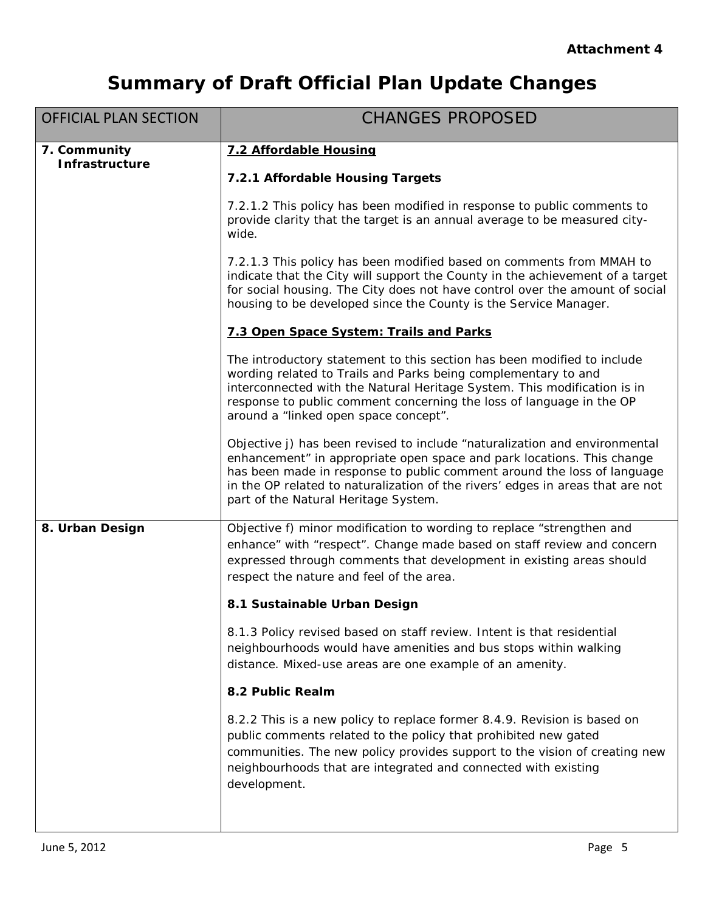**Attachment 4**

# Summary of Draft Official Plan Update Changes

| OFFICIAL PLAN SECTION | CHANGES PROPOSED |
|---|---|
| **7. Community Infrastructure** | **7.2 Affordable Housing**<br><br>**7.2.1 Affordable Housing Targets**<br><br>7.2.1.2 This policy has been modified in response to public comments to provide clarity that the target is an annual average to be measured city-wide.<br><br>7.2.1.3 This policy has been modified based on comments from MMAH to indicate that the City will support the County in the achievement of a target for social housing. The City does not have control over the amount of social housing to be developed since the County is the Service Manager.<br><br>**7.3 Open Space System: Trails and Parks**<br><br>The introductory statement to this section has been modified to include wording related to Trails and Parks being complementary to and interconnected with the Natural Heritage System. This modification is in response to public comment concerning the loss of language in the OP around a "linked open space concept".<br><br>Objective j) has been revised to include "naturalization and environmental enhancement" in appropriate open space and park locations. This change has been made in response to public comment around the loss of language in the OP related to naturalization of the rivers' edges in areas that are not part of the Natural Heritage System. |
| **8. Urban Design** | Objective f) minor modification to wording to replace "strengthen and enhance" with "respect". Change made based on staff review and concern expressed through comments that development in existing areas should respect the nature and feel of the area.<br><br>**8.1 Sustainable Urban Design**<br><br>8.1.3 Policy revised based on staff review. Intent is that residential neighbourhoods would have amenities and bus stops within walking distance. Mixed-use areas are one example of an amenity.<br><br>**8.2 Public Realm**<br><br>8.2.2 This is a new policy to replace former 8.4.9. Revision is based on public comments related to the policy that prohibited new gated communities. The new policy provides support to the vision of creating new neighbourhoods that are integrated and connected with existing development. |

June 5, 2012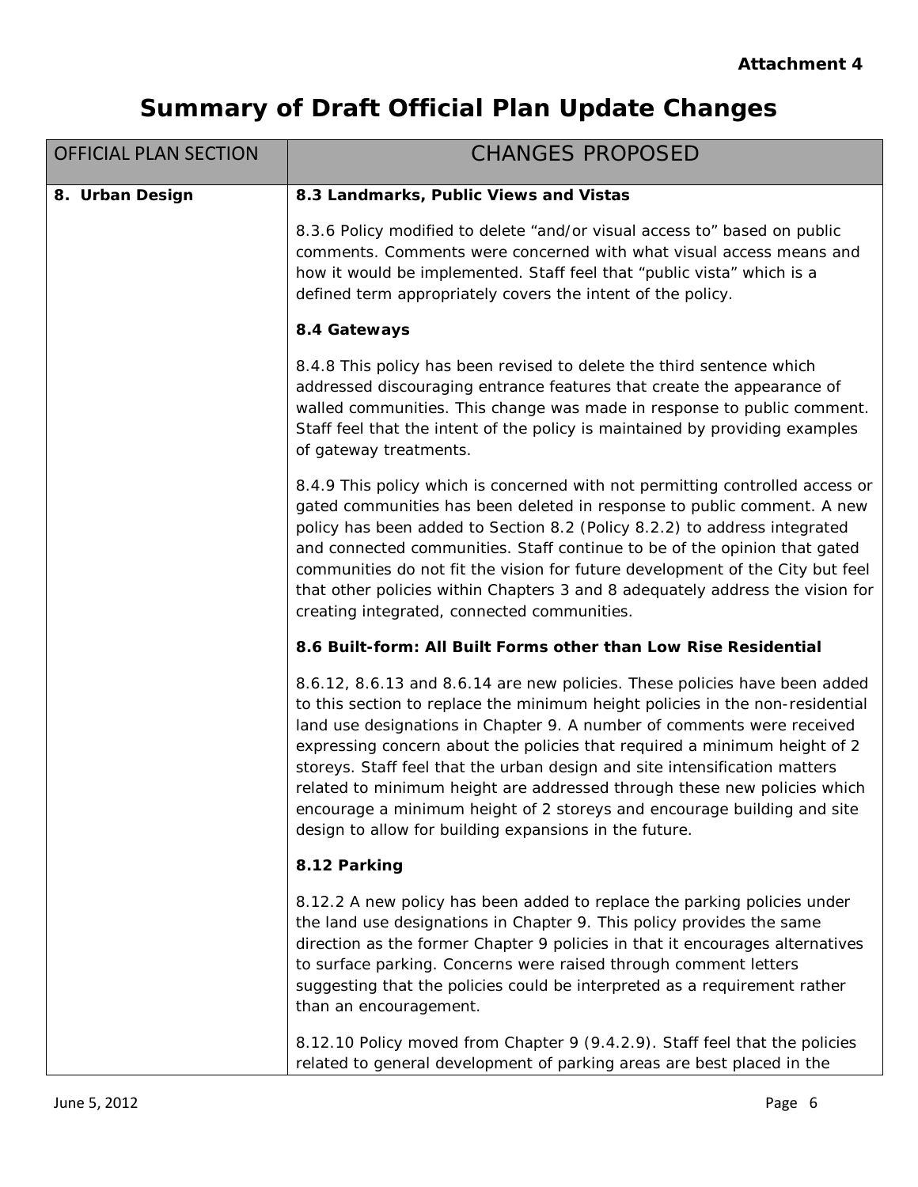**Attachment 4**

# Summary of Draft Official Plan Update Changes

| OFFICIAL PLAN SECTION | CHANGES PROPOSED |
|---|---|
| **8. Urban Design** | **8.3 Landmarks, Public Views and Vistas**<br><br>8.3.6 Policy modified to delete "and/or visual access to" based on public comments. Comments were concerned with what visual access means and how it would be implemented. Staff feel that "public vista" which is a defined term appropriately covers the intent of the policy.<br><br>**8.4 Gateways**<br><br>8.4.8 This policy has been revised to delete the third sentence which addressed discouraging entrance features that create the appearance of walled communities. This change was made in response to public comment. Staff feel that the intent of the policy is maintained by providing examples of gateway treatments.<br><br>8.4.9 This policy which is concerned with not permitting controlled access or gated communities has been deleted in response to public comment. A new policy has been added to Section 8.2 (Policy 8.2.2) to address integrated and connected communities. Staff continue to be of the opinion that gated communities do not fit the vision for future development of the City but feel that other policies within Chapters 3 and 8 adequately address the vision for creating integrated, connected communities.<br><br>**8.6 Built-form: All Built Forms other than Low Rise Residential**<br><br>8.6.12, 8.6.13 and 8.6.14 are new policies. These policies have been added to this section to replace the minimum height policies in the non-residential land use designations in Chapter 9. A number of comments were received expressing concern about the policies that required a minimum height of 2 storeys. Staff feel that the urban design and site intensification matters related to minimum height are addressed through these new policies which encourage a minimum height of 2 storeys and encourage building and site design to allow for building expansions in the future.<br><br>**8.12 Parking**<br><br>8.12.2 A new policy has been added to replace the parking policies under the land use designations in Chapter 9. This policy provides the same direction as the former Chapter 9 policies in that it encourages alternatives to surface parking. Concerns were raised through comment letters suggesting that the policies could be interpreted as a requirement rather than an encouragement.<br><br>8.12.10 Policy moved from Chapter 9 (9.4.2.9). Staff feel that the policies related to general development of parking areas are best placed in the |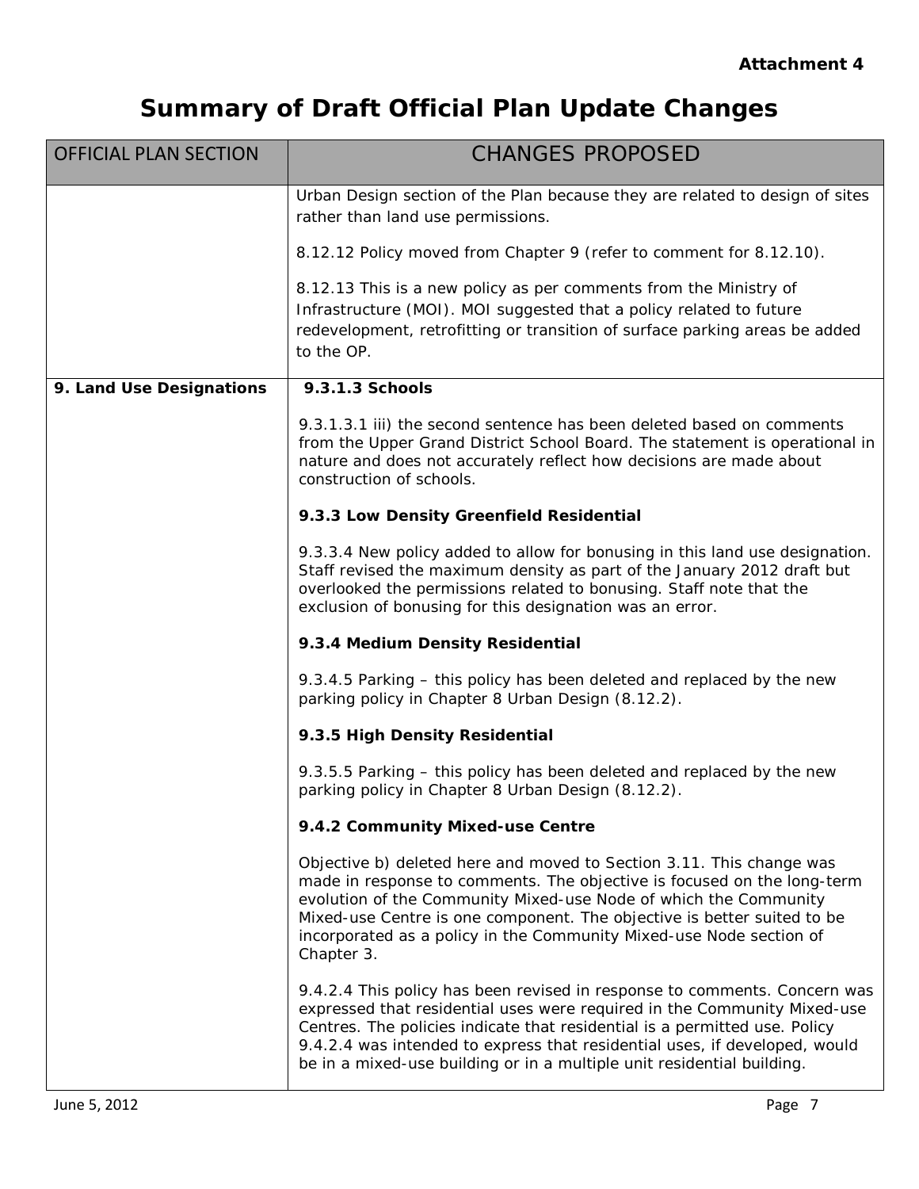**Attachment 4**

# Summary of Draft Official Plan Update Changes

| OFFICIAL PLAN SECTION | CHANGES PROPOSED |
|---|---|
| | Urban Design section of the Plan because they are related to design of sites rather than land use permissions.<br><br>8.12.12 Policy moved from Chapter 9 (refer to comment for 8.12.10).<br><br>8.12.13 This is a new policy as per comments from the Ministry of Infrastructure (MOI). MOI suggested that a policy related to future redevelopment, retrofitting or transition of surface parking areas be added to the OP. |
| **9. Land Use Designations** | **9.3.1.3 Schools**<br><br>9.3.1.3.1 iii) the second sentence has been deleted based on comments from the Upper Grand District School Board. The statement is operational in nature and does not accurately reflect how decisions are made about construction of schools.<br><br>**9.3.3 Low Density Greenfield Residential**<br><br>9.3.3.4 New policy added to allow for bonusing in this land use designation. Staff revised the maximum density as part of the January 2012 draft but overlooked the permissions related to bonusing. Staff note that the exclusion of bonusing for this designation was an error.<br><br>**9.3.4 Medium Density Residential**<br><br>9.3.4.5 Parking – this policy has been deleted and replaced by the new parking policy in Chapter 8 Urban Design (8.12.2).<br><br>**9.3.5 High Density Residential**<br><br>9.3.5.5 Parking – this policy has been deleted and replaced by the new parking policy in Chapter 8 Urban Design (8.12.2).<br><br>**9.4.2 Community Mixed-use Centre**<br><br>Objective b) deleted here and moved to Section 3.11. This change was made in response to comments. The objective is focused on the long-term evolution of the Community Mixed-use Node of which the Community Mixed-use Centre is one component. The objective is better suited to be incorporated as a policy in the Community Mixed-use Node section of Chapter 3.<br><br>9.4.2.4 This policy has been revised in response to comments. Concern was expressed that residential uses were required in the Community Mixed-use Centres. The policies indicate that residential is a permitted use. Policy 9.4.2.4 was intended to express that residential uses, if developed, would be in a mixed-use building or in a multiple unit residential building. |

June 5, 2012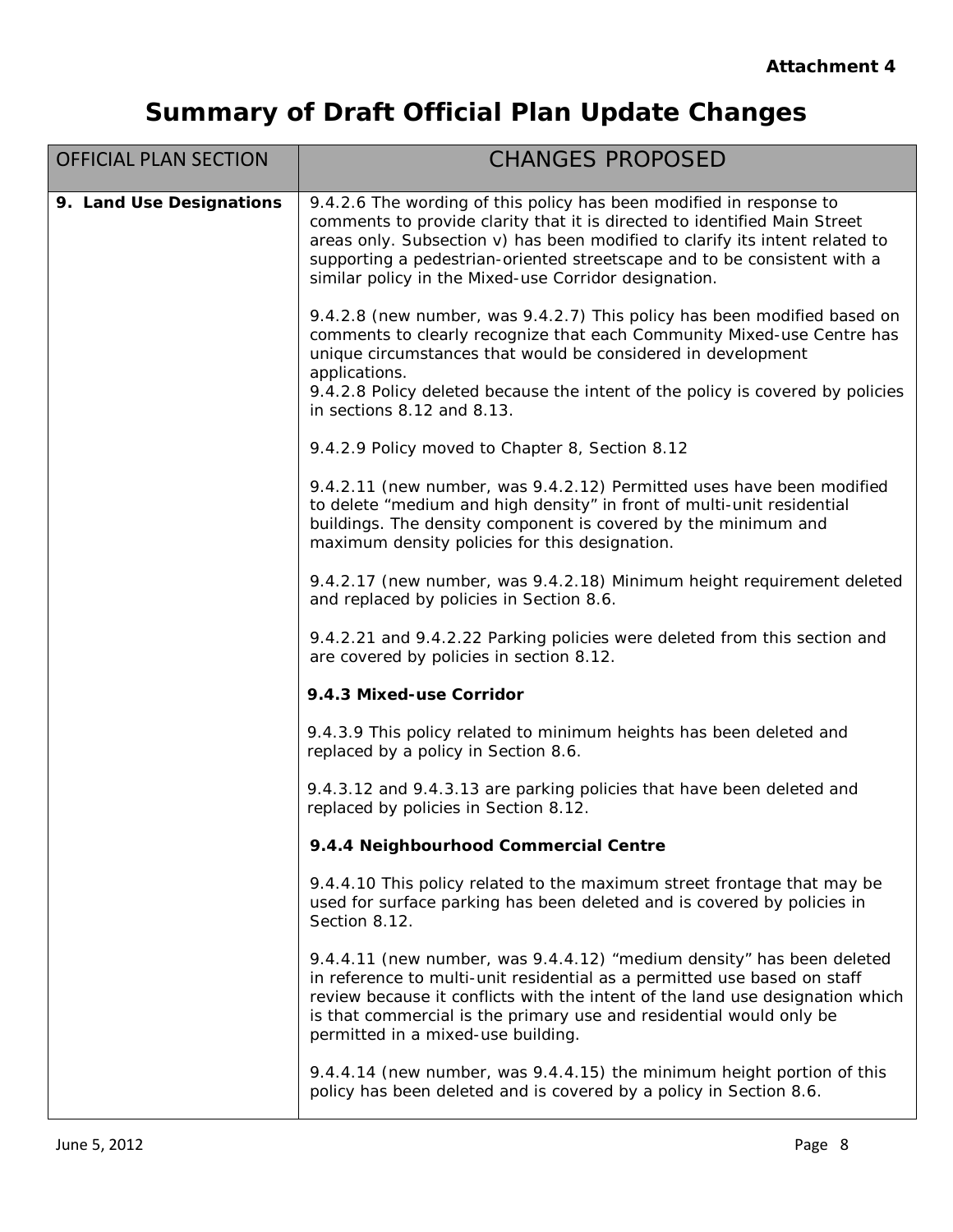**Attachment 4**

# Summary of Draft Official Plan Update Changes

| OFFICIAL PLAN SECTION | CHANGES PROPOSED |
|---|---|
| **9. Land Use Designations** | 9.4.2.6 The wording of this policy has been modified in response to comments to provide clarity that it is directed to identified Main Street areas only. Subsection v) has been modified to clarify its intent related to supporting a pedestrian-oriented streetscape and to be consistent with a similar policy in the Mixed-use Corridor designation.<br><br>9.4.2.8 (new number, was 9.4.2.7) This policy has been modified based on comments to clearly recognize that each Community Mixed-use Centre has unique circumstances that would be considered in development applications.<br>9.4.2.8 Policy deleted because the intent of the policy is covered by policies in sections 8.12 and 8.13.<br><br>9.4.2.9 Policy moved to Chapter 8, Section 8.12<br><br>9.4.2.11 (new number, was 9.4.2.12) Permitted uses have been modified to delete "medium and high density" in front of multi-unit residential buildings. The density component is covered by the minimum and maximum density policies for this designation.<br><br>9.4.2.17 (new number, was 9.4.2.18) Minimum height requirement deleted and replaced by policies in Section 8.6.<br><br>9.4.2.21 and 9.4.2.22 Parking policies were deleted from this section and are covered by policies in section 8.12.<br><br>**9.4.3 Mixed-use Corridor**<br><br>9.4.3.9 This policy related to minimum heights has been deleted and replaced by a policy in Section 8.6.<br><br>9.4.3.12 and 9.4.3.13 are parking policies that have been deleted and replaced by policies in Section 8.12.<br><br>**9.4.4 Neighbourhood Commercial Centre**<br><br>9.4.4.10 This policy related to the maximum street frontage that may be used for surface parking has been deleted and is covered by policies in Section 8.12.<br><br>9.4.4.11 (new number, was 9.4.4.12) "medium density" has been deleted in reference to multi-unit residential as a permitted use based on staff review because it conflicts with the intent of the land use designation which is that commercial is the primary use and residential would only be permitted in a mixed-use building.<br><br>9.4.4.14 (new number, was 9.4.4.15) the minimum height portion of this policy has been deleted and is covered by a policy in Section 8.6. |

June 5, 2012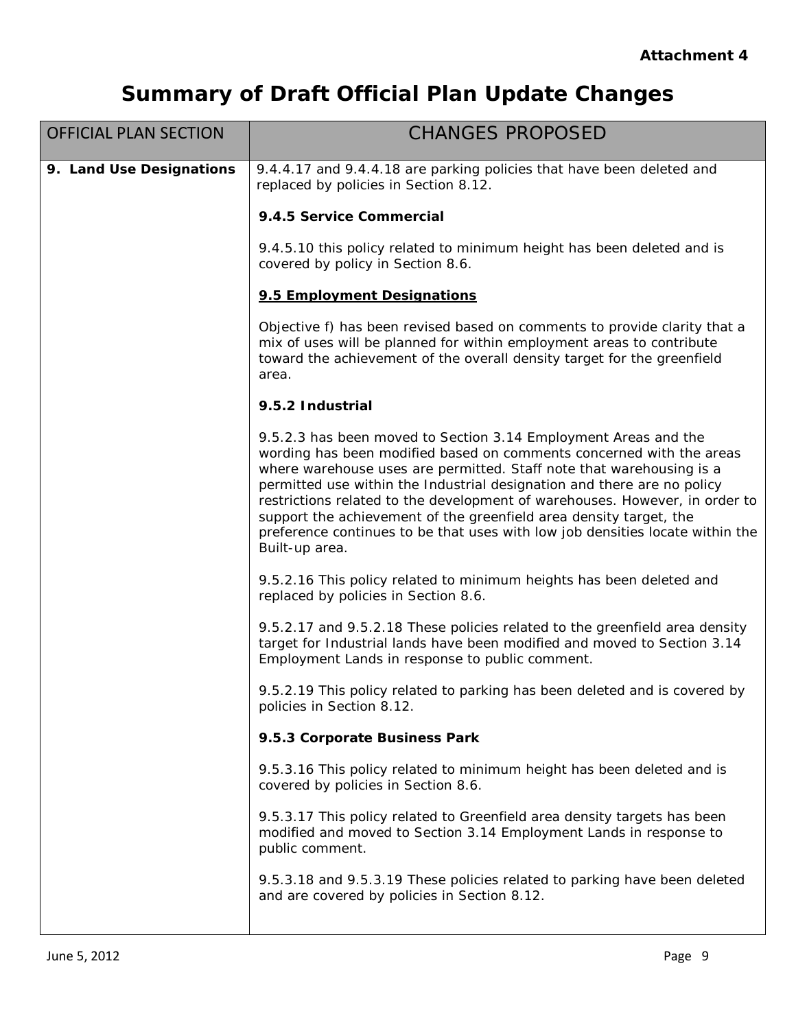**Attachment 4**

# Summary of Draft Official Plan Update Changes

| OFFICIAL PLAN SECTION | CHANGES PROPOSED |
|---|---|
| **9. Land Use Designations** | 9.4.4.17 and 9.4.4.18 are parking policies that have been deleted and replaced by policies in Section 8.12.<br><br>**9.4.5 Service Commercial**<br><br>9.4.5.10 this policy related to minimum height has been deleted and is covered by policy in Section 8.6.<br><br>**<u>9.5 Employment Designations</u>**<br><br>Objective f) has been revised based on comments to provide clarity that a mix of uses will be planned for within employment areas to contribute toward the achievement of the overall density target for the greenfield area.<br><br>**9.5.2 Industrial**<br><br>9.5.2.3 has been moved to Section 3.14 Employment Areas and the wording has been modified based on comments concerned with the areas where warehouse uses are permitted. Staff note that warehousing is a permitted use within the Industrial designation and there are no policy restrictions related to the development of warehouses. However, in order to support the achievement of the greenfield area density target, the preference continues to be that uses with low job densities locate within the Built-up area.<br><br>9.5.2.16 This policy related to minimum heights has been deleted and replaced by policies in Section 8.6.<br><br>9.5.2.17 and 9.5.2.18 These policies related to the greenfield area density target for Industrial lands have been modified and moved to Section 3.14 Employment Lands in response to public comment.<br><br>9.5.2.19 This policy related to parking has been deleted and is covered by policies in Section 8.12.<br><br>**9.5.3 Corporate Business Park**<br><br>9.5.3.16 This policy related to minimum height has been deleted and is covered by policies in Section 8.6.<br><br>9.5.3.17 This policy related to Greenfield area density targets has been modified and moved to Section 3.14 Employment Lands in response to public comment.<br><br>9.5.3.18 and 9.5.3.19 These policies related to parking have been deleted and are covered by policies in Section 8.12. |

June 5, 2012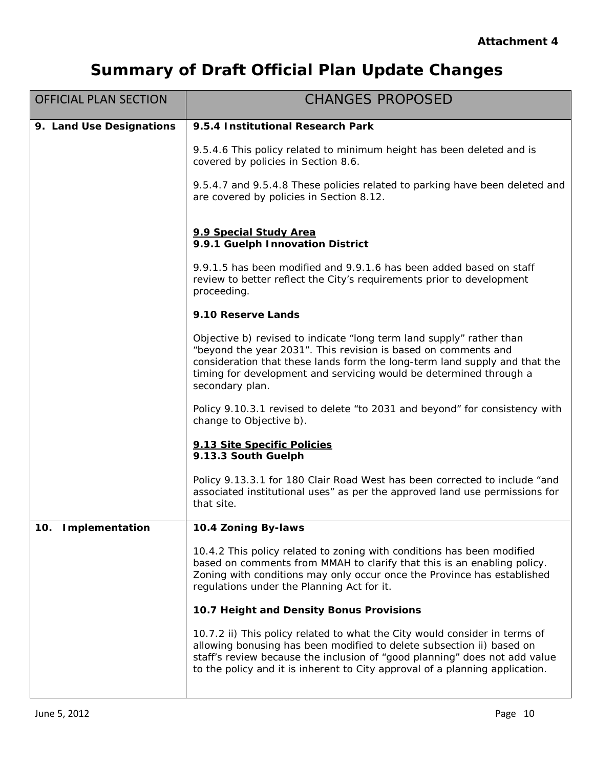Attachment 4

# Summary of Draft Official Plan Update Changes

| OFFICIAL PLAN SECTION | CHANGES PROPOSED |
|---|---|
| **9. Land Use Designations** | **9.5.4 Institutional Research Park**<br><br>9.5.4.6 This policy related to minimum height has been deleted and is covered by policies in Section 8.6.<br><br>9.5.4.7 and 9.5.4.8 These policies related to parking have been deleted and are covered by policies in Section 8.12.<br><br>**9.9 Special Study Area**<br>**9.9.1 Guelph Innovation District**<br><br>9.9.1.5 has been modified and 9.9.1.6 has been added based on staff review to better reflect the City's requirements prior to development proceeding.<br><br>**9.10 Reserve Lands**<br><br>Objective b) revised to indicate "long term land supply" rather than "beyond the year 2031". This revision is based on comments and consideration that these lands form the long-term land supply and that the timing for development and servicing would be determined through a secondary plan.<br><br>Policy 9.10.3.1 revised to delete "to 2031 and beyond" for consistency with change to Objective b).<br><br>**9.13 Site Specific Policies**<br>**9.13.3 South Guelph**<br><br>Policy 9.13.3.1 for 180 Clair Road West has been corrected to include "and associated institutional uses" as per the approved land use permissions for that site. |
| **10. Implementation** | **10.4 Zoning By-laws**<br><br>10.4.2 This policy related to zoning with conditions has been modified based on comments from MMAH to clarify that this is an enabling policy. Zoning with conditions may only occur once the Province has established regulations under the Planning Act for it.<br><br>**10.7 Height and Density Bonus Provisions**<br><br>10.7.2 ii) This policy related to what the City would consider in terms of allowing bonusing has been modified to delete subsection ii) based on staff's review because the inclusion of "good planning" does not add value to the policy and it is inherent to City approval of a planning application. |

June 5, 2012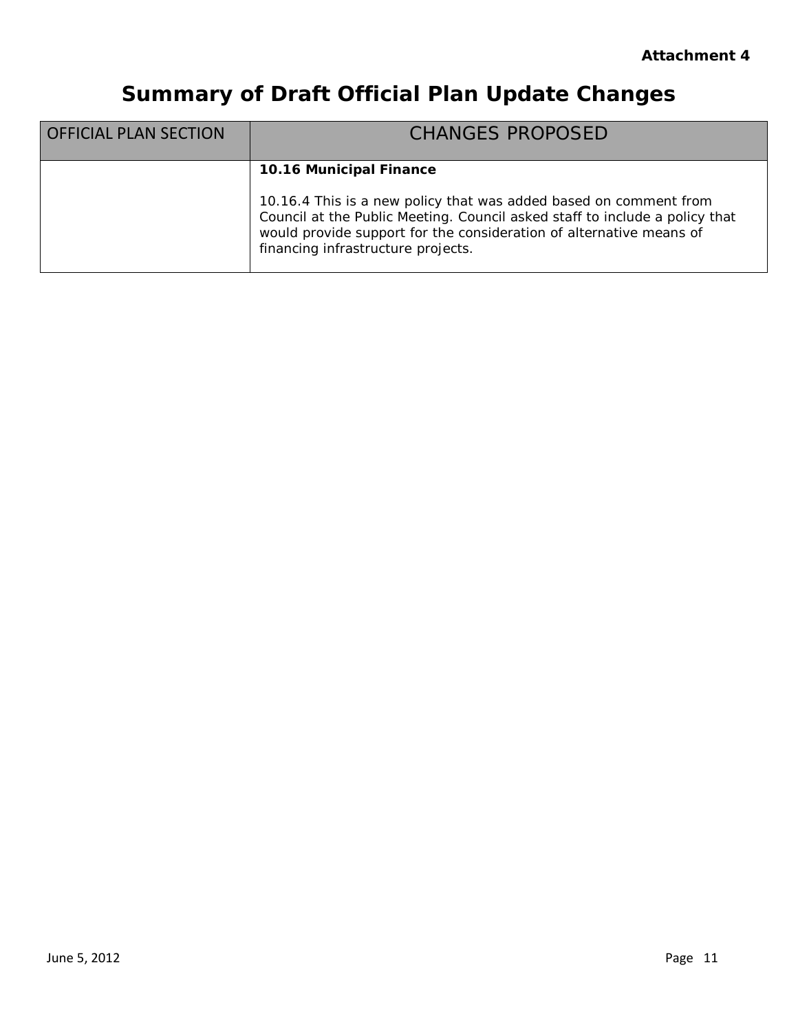Attachment 4

# Summary of Draft Official Plan Update Changes

| OFFICIAL PLAN SECTION | CHANGES PROPOSED |
|---|---|
| | **10.16 Municipal Finance**<br><br>10.16.4 This is a new policy that was added based on comment from Council at the Public Meeting. Council asked staff to include a policy that would provide support for the consideration of alternative means of financing infrastructure projects. |